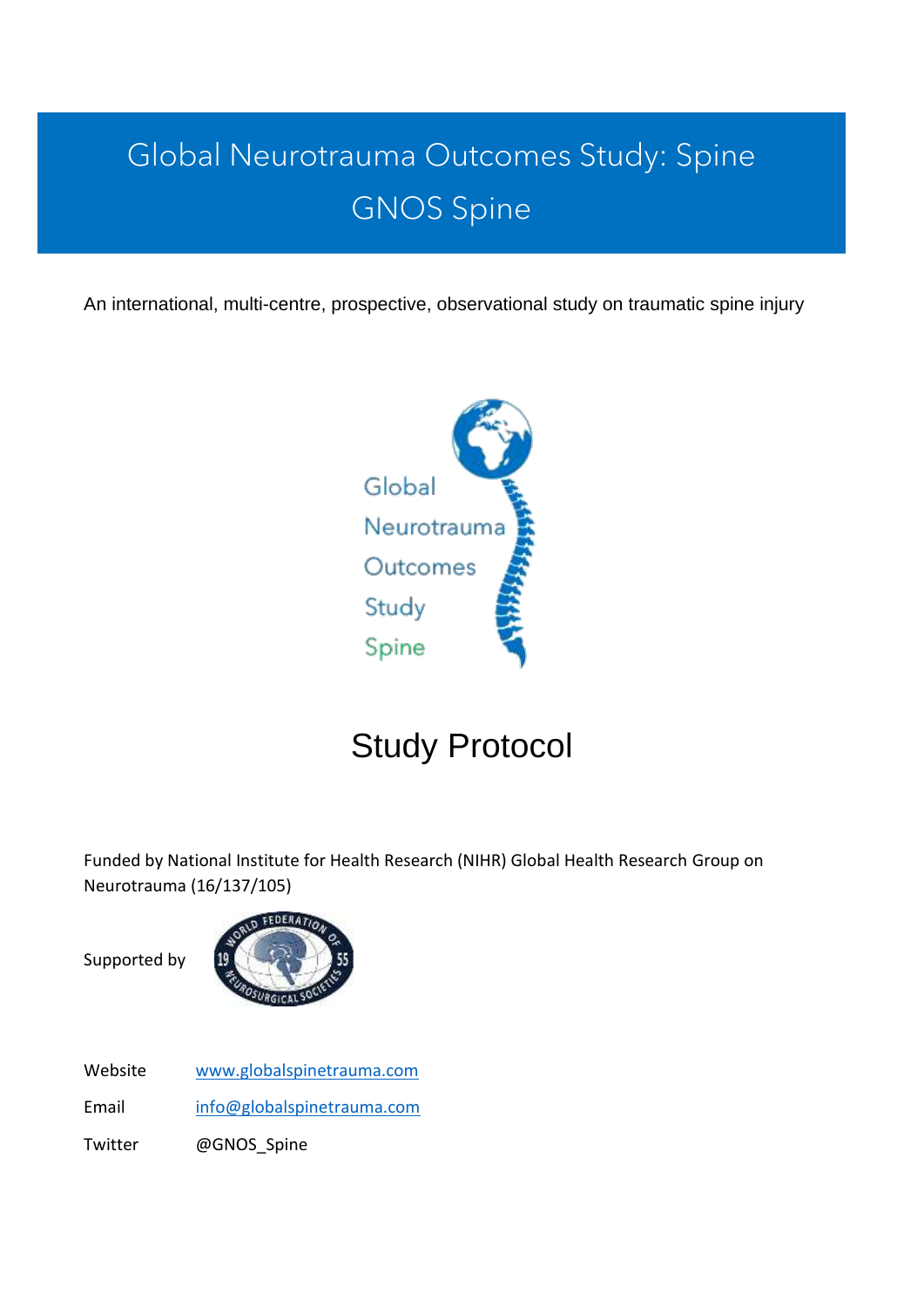# Global Neurotrauma Outcomes Study: Spine

# GNOS Spine

An international, multi-centre, prospective, observational study on traumatic spine injury

Global
Neurotrauma
Outcomes
Study
Spine

## Study Protocol

Funded by National Institute for Health Research (NIHR) Global Health Research Group on Neurotrauma (16/137/105)

Supported by

| | |
|---|---|
| Website | [www.globalspinetrauma.com](http://www.globalspinetrauma.com) |
| Email | [info@globalspinetrauma.com](mailto:info@globalspinetrauma.com) |
| Twitter | @GNOS_Spine |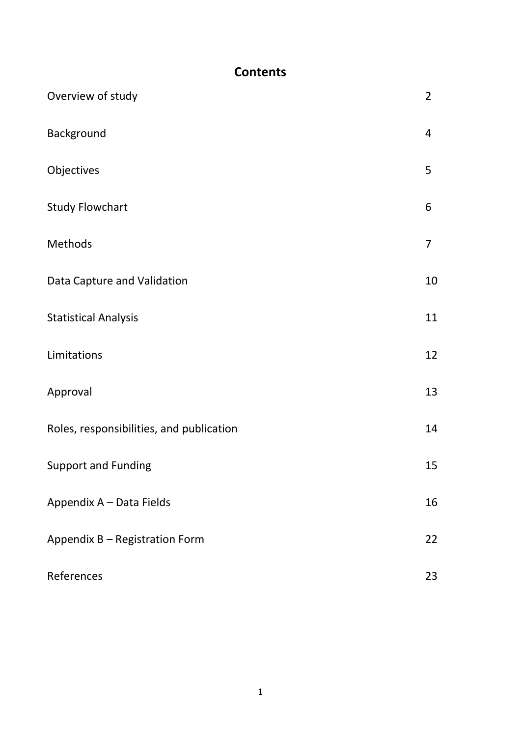# Contents

| | |
|---|---|
| Overview of study | 2 |
| Background | 4 |
| Objectives | 5 |
| Study Flowchart | 6 |
| Methods | 7 |
| Data Capture and Validation | 10 |
| Statistical Analysis | 11 |
| Limitations | 12 |
| Approval | 13 |
| Roles, responsibilities, and publication | 14 |
| Support and Funding | 15 |
| Appendix A – Data Fields | 16 |
| Appendix B – Registration Form | 22 |
| References | 23 |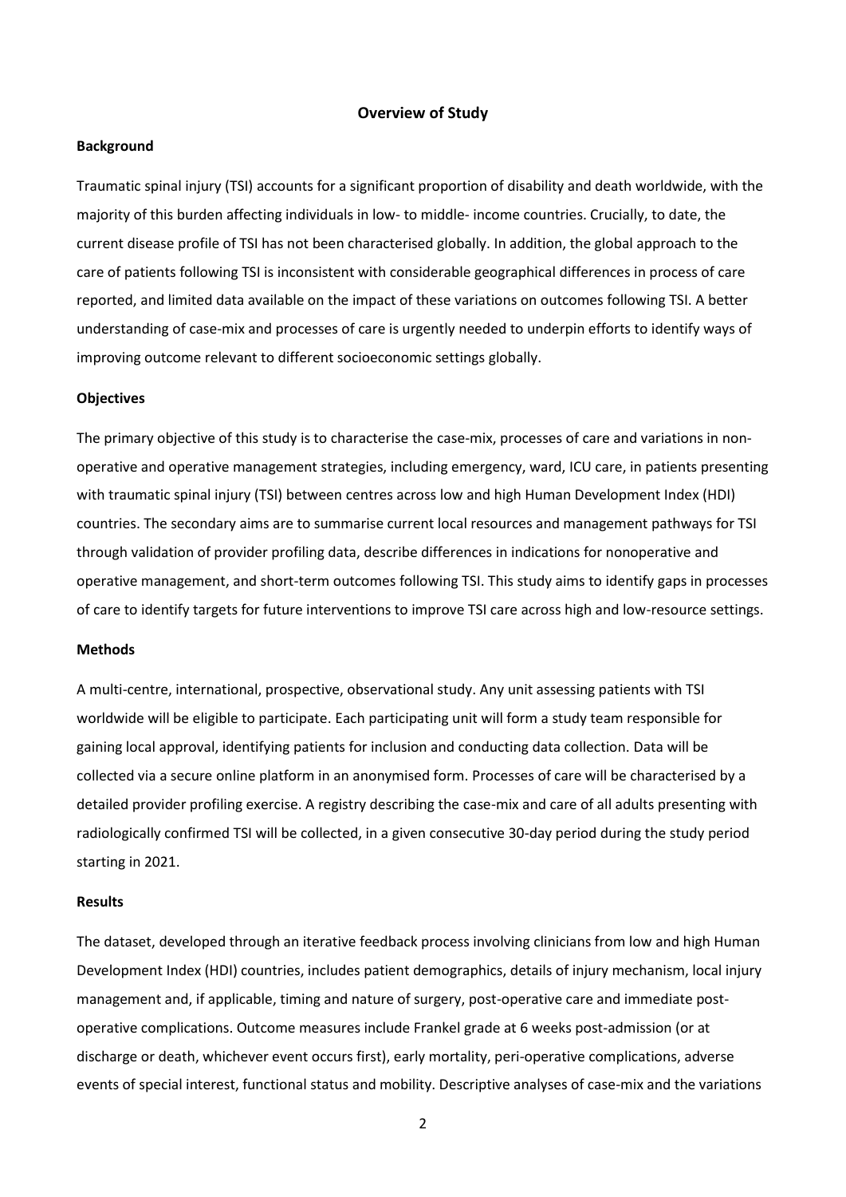## Overview of Study

### Background

Traumatic spinal injury (TSI) accounts for a significant proportion of disability and death worldwide, with the majority of this burden affecting individuals in low- to middle- income countries. Crucially, to date, the current disease profile of TSI has not been characterised globally. In addition, the global approach to the care of patients following TSI is inconsistent with considerable geographical differences in process of care reported, and limited data available on the impact of these variations on outcomes following TSI. A better understanding of case-mix and processes of care is urgently needed to underpin efforts to identify ways of improving outcome relevant to different socioeconomic settings globally.

### Objectives

The primary objective of this study is to characterise the case-mix, processes of care and variations in non-operative and operative management strategies, including emergency, ward, ICU care, in patients presenting with traumatic spinal injury (TSI) between centres across low and high Human Development Index (HDI) countries. The secondary aims are to summarise current local resources and management pathways for TSI through validation of provider profiling data, describe differences in indications for nonoperative and operative management, and short-term outcomes following TSI. This study aims to identify gaps in processes of care to identify targets for future interventions to improve TSI care across high and low-resource settings.

### Methods

A multi-centre, international, prospective, observational study. Any unit assessing patients with TSI worldwide will be eligible to participate. Each participating unit will form a study team responsible for gaining local approval, identifying patients for inclusion and conducting data collection. Data will be collected via a secure online platform in an anonymised form. Processes of care will be characterised by a detailed provider profiling exercise. A registry describing the case-mix and care of all adults presenting with radiologically confirmed TSI will be collected, in a given consecutive 30-day period during the study period starting in 2021.

### Results

The dataset, developed through an iterative feedback process involving clinicians from low and high Human Development Index (HDI) countries, includes patient demographics, details of injury mechanism, local injury management and, if applicable, timing and nature of surgery, post-operative care and immediate post-operative complications. Outcome measures include Frankel grade at 6 weeks post-admission (or at discharge or death, whichever event occurs first), early mortality, peri-operative complications, adverse events of special interest, functional status and mobility. Descriptive analyses of case-mix and the variations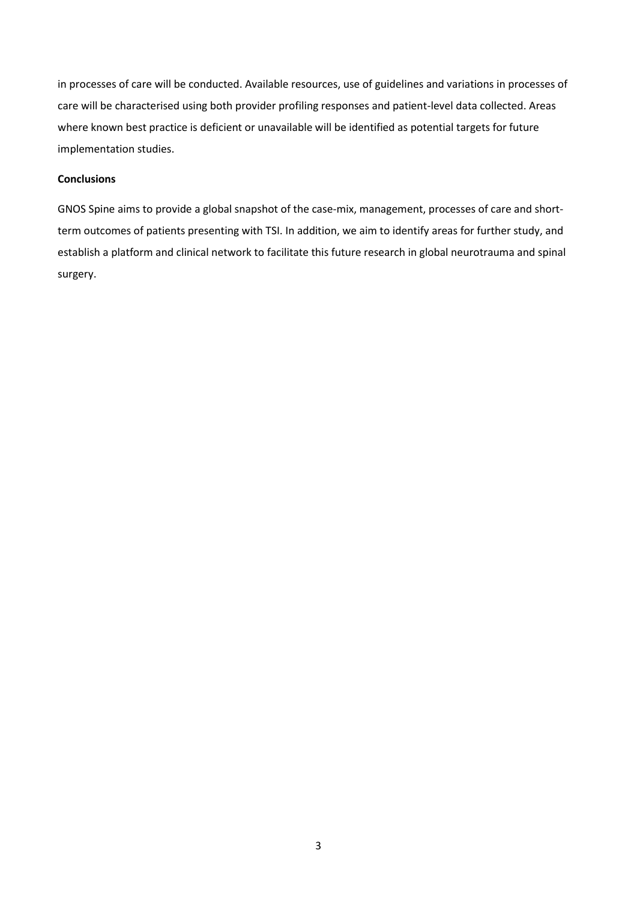in processes of care will be conducted. Available resources, use of guidelines and variations in processes of care will be characterised using both provider profiling responses and patient-level data collected. Areas where known best practice is deficient or unavailable will be identified as potential targets for future implementation studies.

**Conclusions**

GNOS Spine aims to provide a global snapshot of the case-mix, management, processes of care and short-term outcomes of patients presenting with TSI. In addition, we aim to identify areas for further study, and establish a platform and clinical network to facilitate this future research in global neurotrauma and spinal surgery.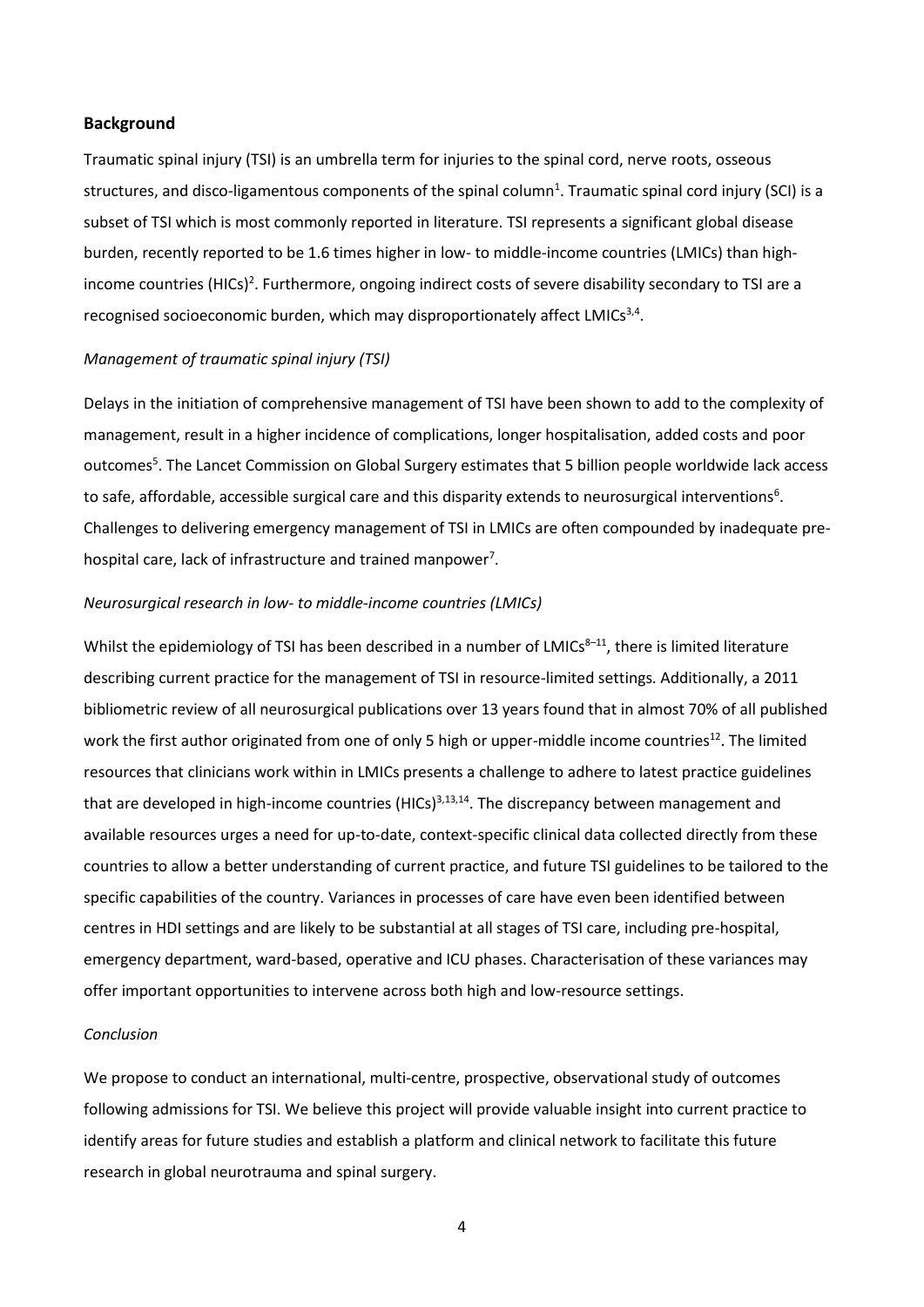## Background

Traumatic spinal injury (TSI) is an umbrella term for injuries to the spinal cord, nerve roots, osseous structures, and disco-ligamentous components of the spinal column[1]. Traumatic spinal cord injury (SCI) is a subset of TSI which is most commonly reported in literature. TSI represents a significant global disease burden, recently reported to be 1.6 times higher in low- to middle-income countries (LMICs) than high-income countries (HICs)[2]. Furthermore, ongoing indirect costs of severe disability secondary to TSI are a recognised socioeconomic burden, which may disproportionately affect LMICs[3,4].

*Management of traumatic spinal injury (TSI)*

Delays in the initiation of comprehensive management of TSI have been shown to add to the complexity of management, result in a higher incidence of complications, longer hospitalisation, added costs and poor outcomes[5]. The Lancet Commission on Global Surgery estimates that 5 billion people worldwide lack access to safe, affordable, accessible surgical care and this disparity extends to neurosurgical interventions[6]. Challenges to delivering emergency management of TSI in LMICs are often compounded by inadequate pre-hospital care, lack of infrastructure and trained manpower[7].

*Neurosurgical research in low- to middle-income countries (LMICs)*

Whilst the epidemiology of TSI has been described in a number of LMICs[8–11], there is limited literature describing current practice for the management of TSI in resource-limited settings. Additionally, a 2011 bibliometric review of all neurosurgical publications over 13 years found that in almost 70% of all published work the first author originated from one of only 5 high or upper-middle income countries[12]. The limited resources that clinicians work within in LMICs presents a challenge to adhere to latest practice guidelines that are developed in high-income countries (HICs)[3,13,14]. The discrepancy between management and available resources urges a need for up-to-date, context-specific clinical data collected directly from these countries to allow a better understanding of current practice, and future TSI guidelines to be tailored to the specific capabilities of the country. Variances in processes of care have even been identified between centres in HDI settings and are likely to be substantial at all stages of TSI care, including pre-hospital, emergency department, ward-based, operative and ICU phases. Characterisation of these variances may offer important opportunities to intervene across both high and low-resource settings.

*Conclusion*

We propose to conduct an international, multi-centre, prospective, observational study of outcomes following admissions for TSI. We believe this project will provide valuable insight into current practice to identify areas for future studies and establish a platform and clinical network to facilitate this future research in global neurotrauma and spinal surgery.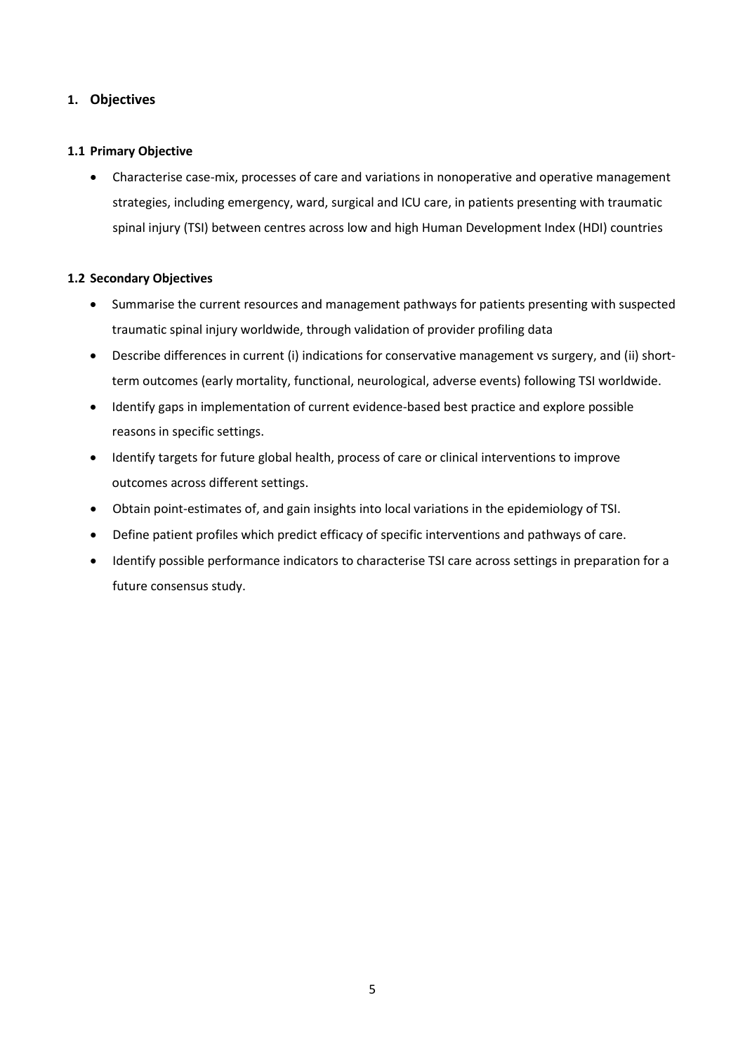# 1. Objectives

## 1.1 Primary Objective

- Characterise case-mix, processes of care and variations in nonoperative and operative management strategies, including emergency, ward, surgical and ICU care, in patients presenting with traumatic spinal injury (TSI) between centres across low and high Human Development Index (HDI) countries

## 1.2 Secondary Objectives

- Summarise the current resources and management pathways for patients presenting with suspected traumatic spinal injury worldwide, through validation of provider profiling data
- Describe differences in current (i) indications for conservative management vs surgery, and (ii) short-term outcomes (early mortality, functional, neurological, adverse events) following TSI worldwide.
- Identify gaps in implementation of current evidence-based best practice and explore possible reasons in specific settings.
- Identify targets for future global health, process of care or clinical interventions to improve outcomes across different settings.
- Obtain point-estimates of, and gain insights into local variations in the epidemiology of TSI.
- Define patient profiles which predict efficacy of specific interventions and pathways of care.
- Identify possible performance indicators to characterise TSI care across settings in preparation for a future consensus study.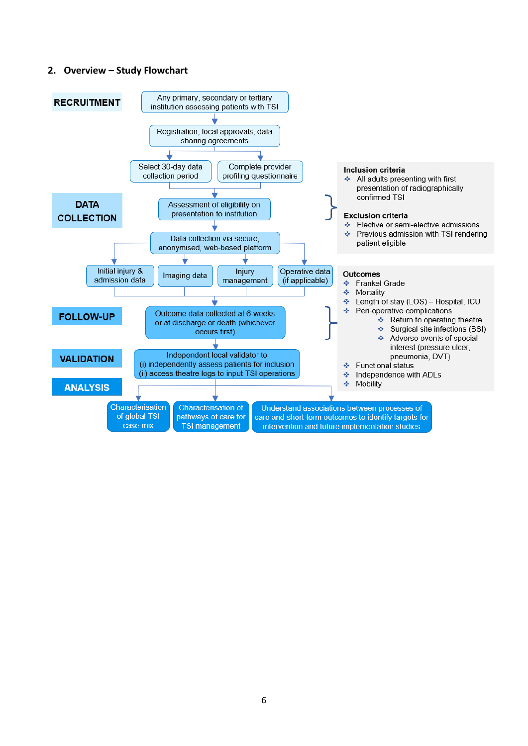## 2. Overview – Study Flowchart

**RECRUITMENT**

- Any primary, secondary or tertiary institution assessing patients with TSI
- Registration, local approvals, data sharing agreements
- Select 30-day data collection period
- Complete provider profiling questionnaire

**DATA COLLECTION**

- Assessment of eligibility on presentation to institution
- Data collection via secure, anonymised, web-based platform
  - Initial injury & admission data
  - Imaging data
  - Injury management
  - Operative data (if applicable)

**Inclusion criteria**

- All adults presenting with first presentation of radiographically confirmed TSI

**Exclusion criteria**

- Elective or semi-elective admissions
- Previous admission with TSI rendering patient eligible

**FOLLOW-UP**

- Outcome data collected at 6-weeks or at discharge or death (whichever occurs first)

**Outcomes**

- Frankel Grade
- Mortality
- Length of stay (LOS) – Hospital, ICU
- Peri-operative complications
  - Return to operating theatre
  - Surgical site infections (SSI)
  - Adverse events of special interest (pressure ulcer, pneumonia, DVT)
- Functional status
- Independence with ADLs
- Mobility

**VALIDATION**

- Independent local validator to
  (i) independently assess patients for inclusion
  (ii) access theatre logs to input TSI operations

**ANALYSIS**

- Characterisation of global TSI case-mix
- Characterisation of pathways of care for TSI management
- Understand associations between processes of care and short-term outcomes to identify targets for intervention and future implementation studies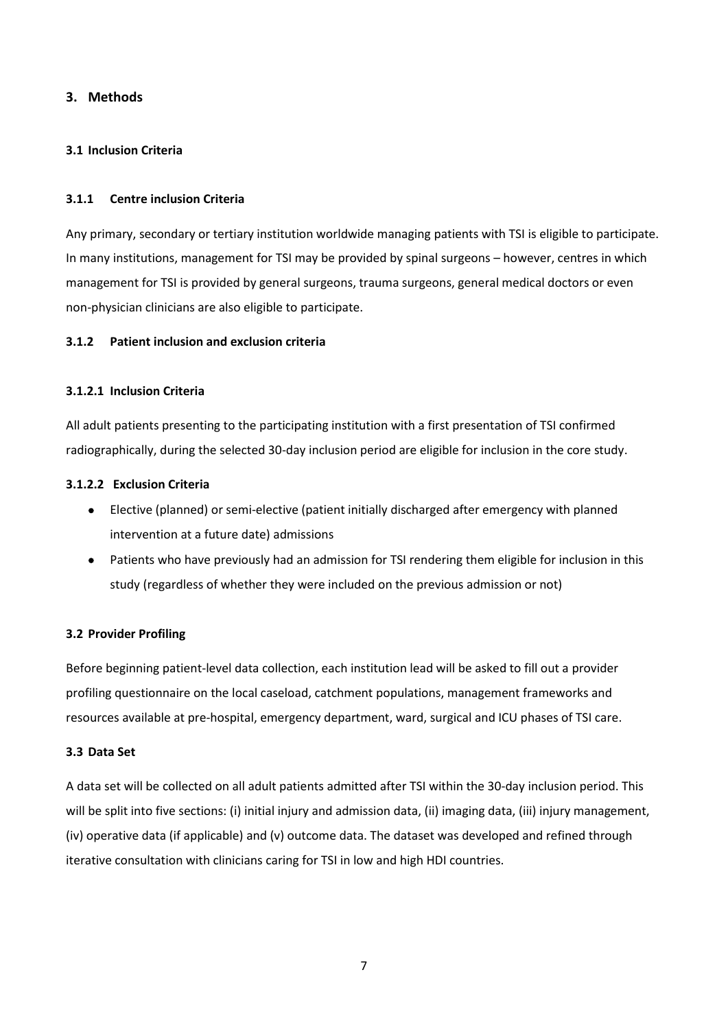## 3. Methods

### 3.1 Inclusion Criteria

#### 3.1.1 Centre inclusion Criteria

Any primary, secondary or tertiary institution worldwide managing patients with TSI is eligible to participate. In many institutions, management for TSI may be provided by spinal surgeons – however, centres in which management for TSI is provided by general surgeons, trauma surgeons, general medical doctors or even non-physician clinicians are also eligible to participate.

#### 3.1.2 Patient inclusion and exclusion criteria

##### 3.1.2.1 Inclusion Criteria

All adult patients presenting to the participating institution with a first presentation of TSI confirmed radiographically, during the selected 30-day inclusion period are eligible for inclusion in the core study.

##### 3.1.2.2 Exclusion Criteria

- Elective (planned) or semi-elective (patient initially discharged after emergency with planned intervention at a future date) admissions
- Patients who have previously had an admission for TSI rendering them eligible for inclusion in this study (regardless of whether they were included on the previous admission or not)

### 3.2 Provider Profiling

Before beginning patient-level data collection, each institution lead will be asked to fill out a provider profiling questionnaire on the local caseload, catchment populations, management frameworks and resources available at pre-hospital, emergency department, ward, surgical and ICU phases of TSI care.

### 3.3 Data Set

A data set will be collected on all adult patients admitted after TSI within the 30-day inclusion period. This will be split into five sections: (i) initial injury and admission data, (ii) imaging data, (iii) injury management, (iv) operative data (if applicable) and (v) outcome data. The dataset was developed and refined through iterative consultation with clinicians caring for TSI in low and high HDI countries.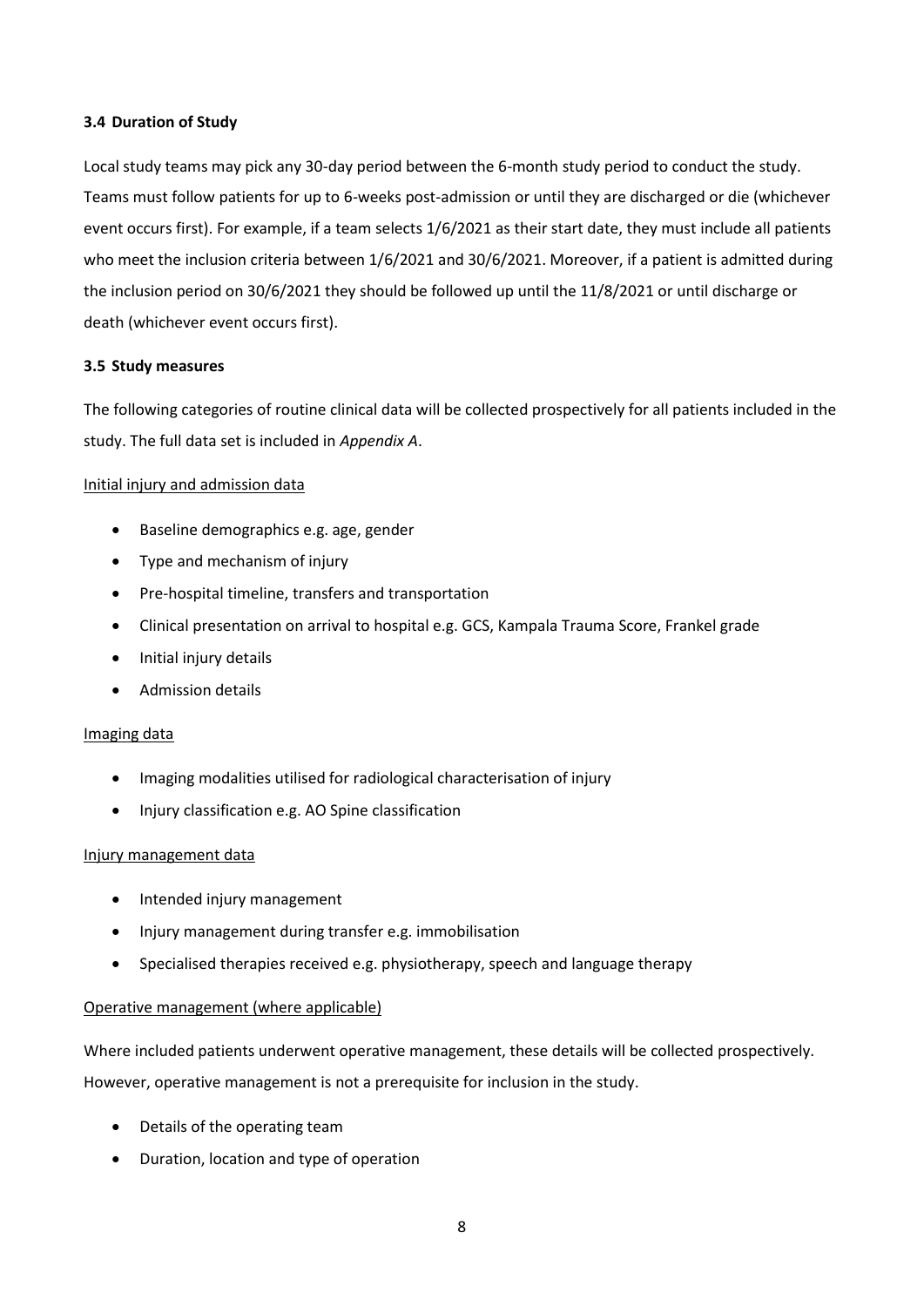### 3.4 Duration of Study

Local study teams may pick any 30-day period between the 6-month study period to conduct the study. Teams must follow patients for up to 6-weeks post-admission or until they are discharged or die (whichever event occurs first). For example, if a team selects 1/6/2021 as their start date, they must include all patients who meet the inclusion criteria between 1/6/2021 and 30/6/2021. Moreover, if a patient is admitted during the inclusion period on 30/6/2021 they should be followed up until the 11/8/2021 or until discharge or death (whichever event occurs first).

### 3.5 Study measures

The following categories of routine clinical data will be collected prospectively for all patients included in the study. The full data set is included in *Appendix A*.

Initial injury and admission data

- Baseline demographics e.g. age, gender
- Type and mechanism of injury
- Pre-hospital timeline, transfers and transportation
- Clinical presentation on arrival to hospital e.g. GCS, Kampala Trauma Score, Frankel grade
- Initial injury details
- Admission details

Imaging data

- Imaging modalities utilised for radiological characterisation of injury
- Injury classification e.g. AO Spine classification

Injury management data

- Intended injury management
- Injury management during transfer e.g. immobilisation
- Specialised therapies received e.g. physiotherapy, speech and language therapy

Operative management (where applicable)

Where included patients underwent operative management, these details will be collected prospectively. However, operative management is not a prerequisite for inclusion in the study.

- Details of the operating team
- Duration, location and type of operation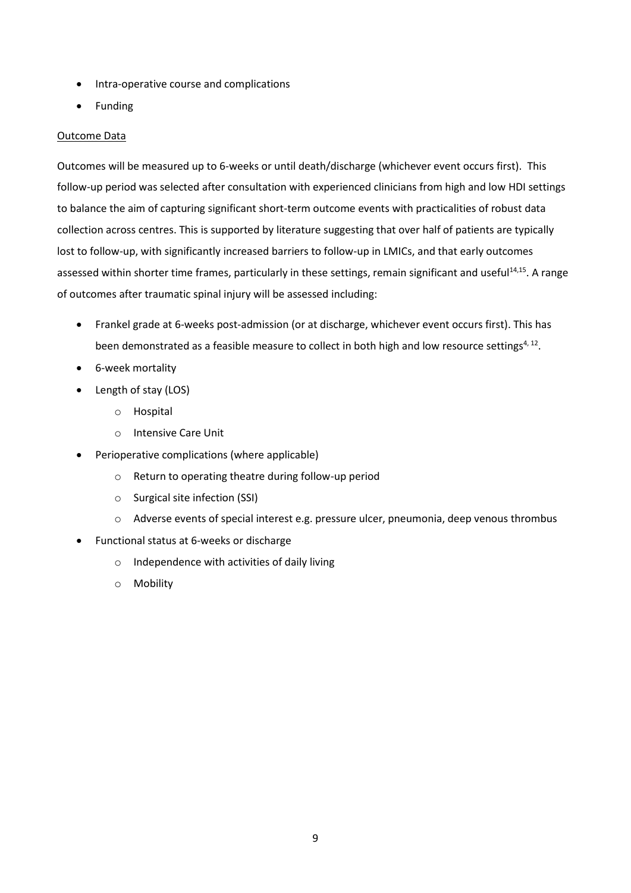- Intra-operative course and complications
- Funding

Outcome Data

Outcomes will be measured up to 6-weeks or until death/discharge (whichever event occurs first). This follow-up period was selected after consultation with experienced clinicians from high and low HDI settings to balance the aim of capturing significant short-term outcome events with practicalities of robust data collection across centres. This is supported by literature suggesting that over half of patients are typically lost to follow-up, with significantly increased barriers to follow-up in LMICs, and that early outcomes assessed within shorter time frames, particularly in these settings, remain significant and useful[14,15]. A range of outcomes after traumatic spinal injury will be assessed including:

- Frankel grade at 6-weeks post-admission (or at discharge, whichever event occurs first). This has been demonstrated as a feasible measure to collect in both high and low resource settings[4, 12].
- 6-week mortality
- Length of stay (LOS)
  - Hospital
  - Intensive Care Unit
- Perioperative complications (where applicable)
  - Return to operating theatre during follow-up period
  - Surgical site infection (SSI)
  - Adverse events of special interest e.g. pressure ulcer, pneumonia, deep venous thrombus
- Functional status at 6-weeks or discharge
  - Independence with activities of daily living
  - Mobility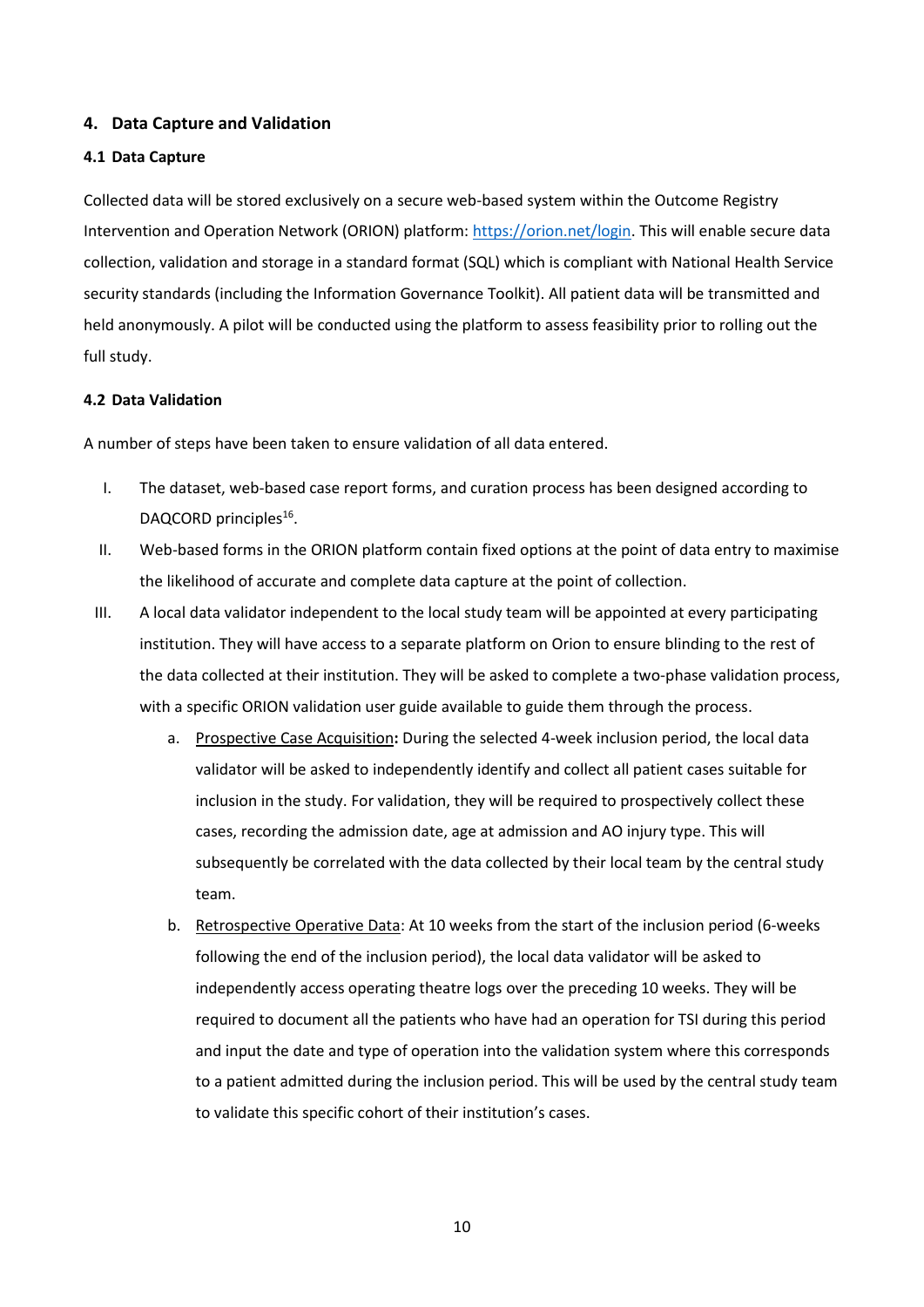## 4. Data Capture and Validation

### 4.1 Data Capture

Collected data will be stored exclusively on a secure web-based system within the Outcome Registry Intervention and Operation Network (ORION) platform: [https://orion.net/login](https://orion.net/login). This will enable secure data collection, validation and storage in a standard format (SQL) which is compliant with National Health Service security standards (including the Information Governance Toolkit). All patient data will be transmitted and held anonymously. A pilot will be conducted using the platform to assess feasibility prior to rolling out the full study.

### 4.2 Data Validation

A number of steps have been taken to ensure validation of all data entered.

I. The dataset, web-based case report forms, and curation process has been designed according to DAQCORD principles[16].

II. Web-based forms in the ORION platform contain fixed options at the point of data entry to maximise the likelihood of accurate and complete data capture at the point of collection.

III. A local data validator independent to the local study team will be appointed at every participating institution. They will have access to a separate platform on Orion to ensure blinding to the rest of the data collected at their institution. They will be asked to complete a two-phase validation process, with a specific ORION validation user guide available to guide them through the process.

   a. Prospective Case Acquisition**:** During the selected 4-week inclusion period, the local data validator will be asked to independently identify and collect all patient cases suitable for inclusion in the study. For validation, they will be required to prospectively collect these cases, recording the admission date, age at admission and AO injury type. This will subsequently be correlated with the data collected by their local team by the central study team.

   b. Retrospective Operative Data: At 10 weeks from the start of the inclusion period (6-weeks following the end of the inclusion period), the local data validator will be asked to independently access operating theatre logs over the preceding 10 weeks. They will be required to document all the patients who have had an operation for TSI during this period and input the date and type of operation into the validation system where this corresponds to a patient admitted during the inclusion period. This will be used by the central study team to validate this specific cohort of their institution's cases.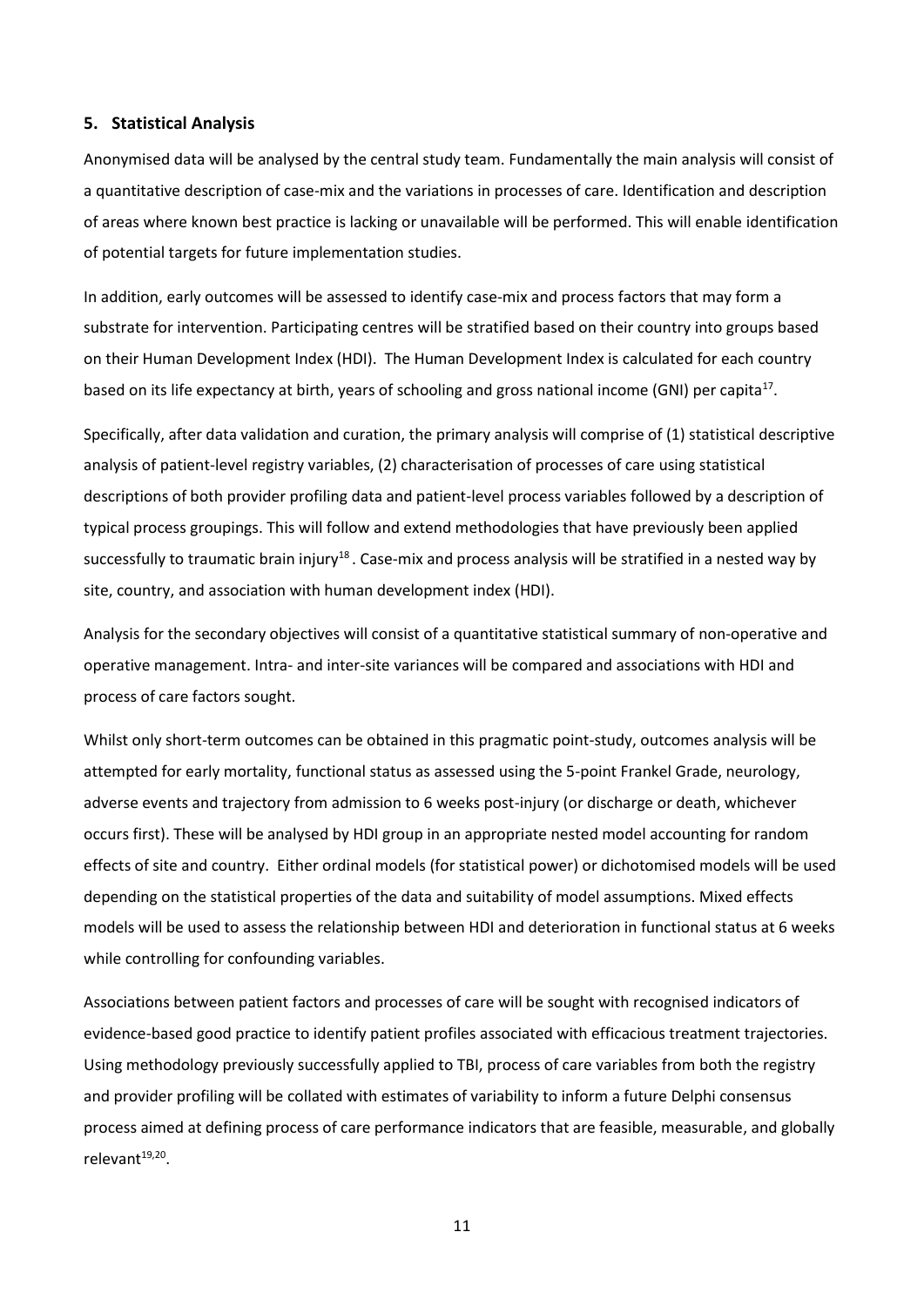## 5. Statistical Analysis

Anonymised data will be analysed by the central study team. Fundamentally the main analysis will consist of a quantitative description of case-mix and the variations in processes of care. Identification and description of areas where known best practice is lacking or unavailable will be performed. This will enable identification of potential targets for future implementation studies.

In addition, early outcomes will be assessed to identify case-mix and process factors that may form a substrate for intervention. Participating centres will be stratified based on their country into groups based on their Human Development Index (HDI). The Human Development Index is calculated for each country based on its life expectancy at birth, years of schooling and gross national income (GNI) per capita[17].

Specifically, after data validation and curation, the primary analysis will comprise of (1) statistical descriptive analysis of patient-level registry variables, (2) characterisation of processes of care using statistical descriptions of both provider profiling data and patient-level process variables followed by a description of typical process groupings. This will follow and extend methodologies that have previously been applied successfully to traumatic brain injury[18]. Case-mix and process analysis will be stratified in a nested way by site, country, and association with human development index (HDI).

Analysis for the secondary objectives will consist of a quantitative statistical summary of non-operative and operative management. Intra- and inter-site variances will be compared and associations with HDI and process of care factors sought.

Whilst only short-term outcomes can be obtained in this pragmatic point-study, outcomes analysis will be attempted for early mortality, functional status as assessed using the 5-point Frankel Grade, neurology, adverse events and trajectory from admission to 6 weeks post-injury (or discharge or death, whichever occurs first). These will be analysed by HDI group in an appropriate nested model accounting for random effects of site and country. Either ordinal models (for statistical power) or dichotomised models will be used depending on the statistical properties of the data and suitability of model assumptions. Mixed effects models will be used to assess the relationship between HDI and deterioration in functional status at 6 weeks while controlling for confounding variables.

Associations between patient factors and processes of care will be sought with recognised indicators of evidence-based good practice to identify patient profiles associated with efficacious treatment trajectories. Using methodology previously successfully applied to TBI, process of care variables from both the registry and provider profiling will be collated with estimates of variability to inform a future Delphi consensus process aimed at defining process of care performance indicators that are feasible, measurable, and globally relevant[19,20].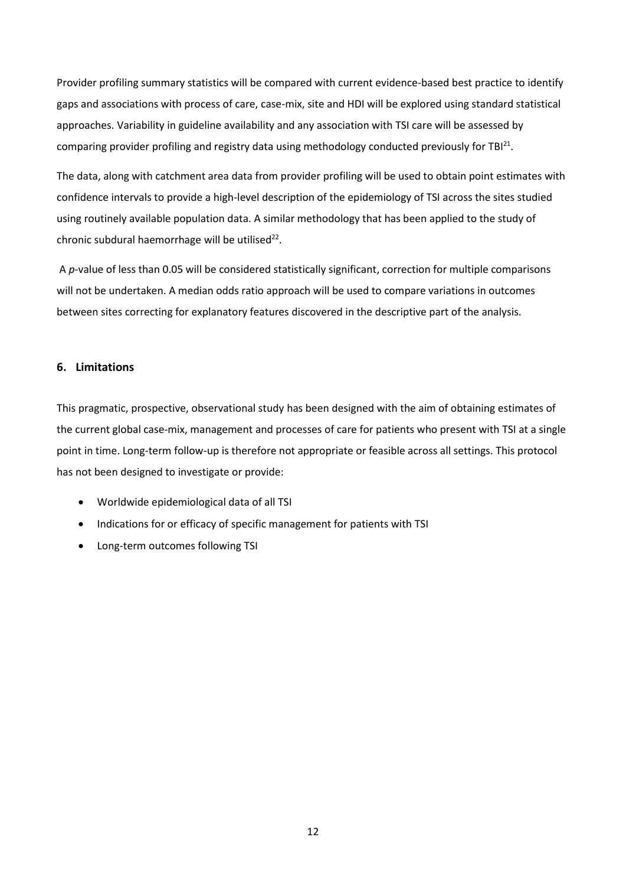Provider profiling summary statistics will be compared with current evidence-based best practice to identify gaps and associations with process of care, case-mix, site and HDI will be explored using standard statistical approaches. Variability in guideline availability and any association with TSI care will be assessed by comparing provider profiling and registry data using methodology conducted previously for TBI[21].

The data, along with catchment area data from provider profiling will be used to obtain point estimates with confidence intervals to provide a high-level description of the epidemiology of TSI across the sites studied using routinely available population data. A similar methodology that has been applied to the study of chronic subdural haemorrhage will be utilised[22].

A *p*-value of less than 0.05 will be considered statistically significant, correction for multiple comparisons will not be undertaken. A median odds ratio approach will be used to compare variations in outcomes between sites correcting for explanatory features discovered in the descriptive part of the analysis.

## 6. Limitations

This pragmatic, prospective, observational study has been designed with the aim of obtaining estimates of the current global case-mix, management and processes of care for patients who present with TSI at a single point in time. Long-term follow-up is therefore not appropriate or feasible across all settings. This protocol has not been designed to investigate or provide:

- Worldwide epidemiological data of all TSI
- Indications for or efficacy of specific management for patients with TSI
- Long-term outcomes following TSI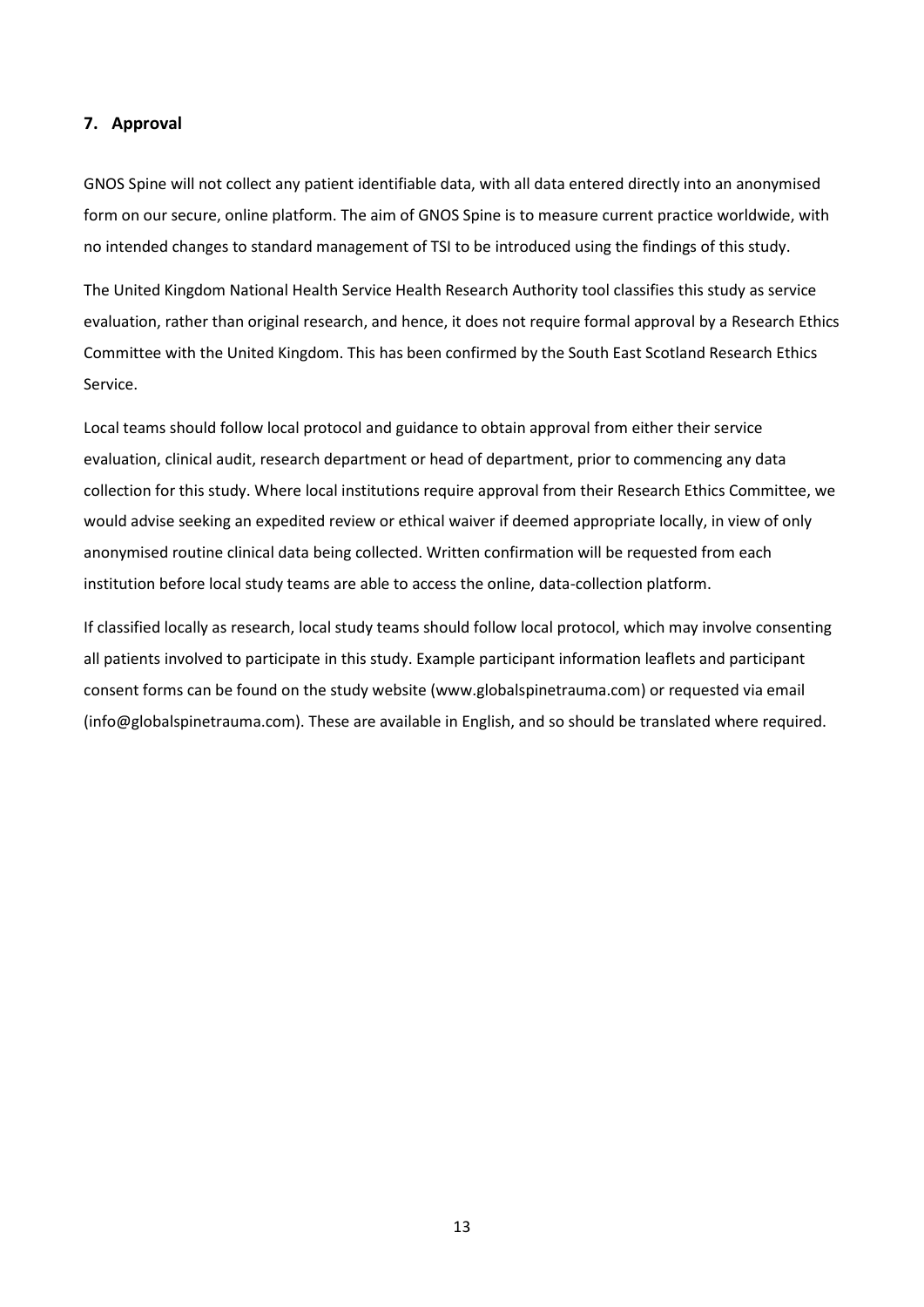## 7. Approval

GNOS Spine will not collect any patient identifiable data, with all data entered directly into an anonymised form on our secure, online platform. The aim of GNOS Spine is to measure current practice worldwide, with no intended changes to standard management of TSI to be introduced using the findings of this study.

The United Kingdom National Health Service Health Research Authority tool classifies this study as service evaluation, rather than original research, and hence, it does not require formal approval by a Research Ethics Committee with the United Kingdom. This has been confirmed by the South East Scotland Research Ethics Service.

Local teams should follow local protocol and guidance to obtain approval from either their service evaluation, clinical audit, research department or head of department, prior to commencing any data collection for this study. Where local institutions require approval from their Research Ethics Committee, we would advise seeking an expedited review or ethical waiver if deemed appropriate locally, in view of only anonymised routine clinical data being collected. Written confirmation will be requested from each institution before local study teams are able to access the online, data-collection platform.

If classified locally as research, local study teams should follow local protocol, which may involve consenting all patients involved to participate in this study. Example participant information leaflets and participant consent forms can be found on the study website (www.globalspinetrauma.com) or requested via email (info@globalspinetrauma.com). These are available in English, and so should be translated where required.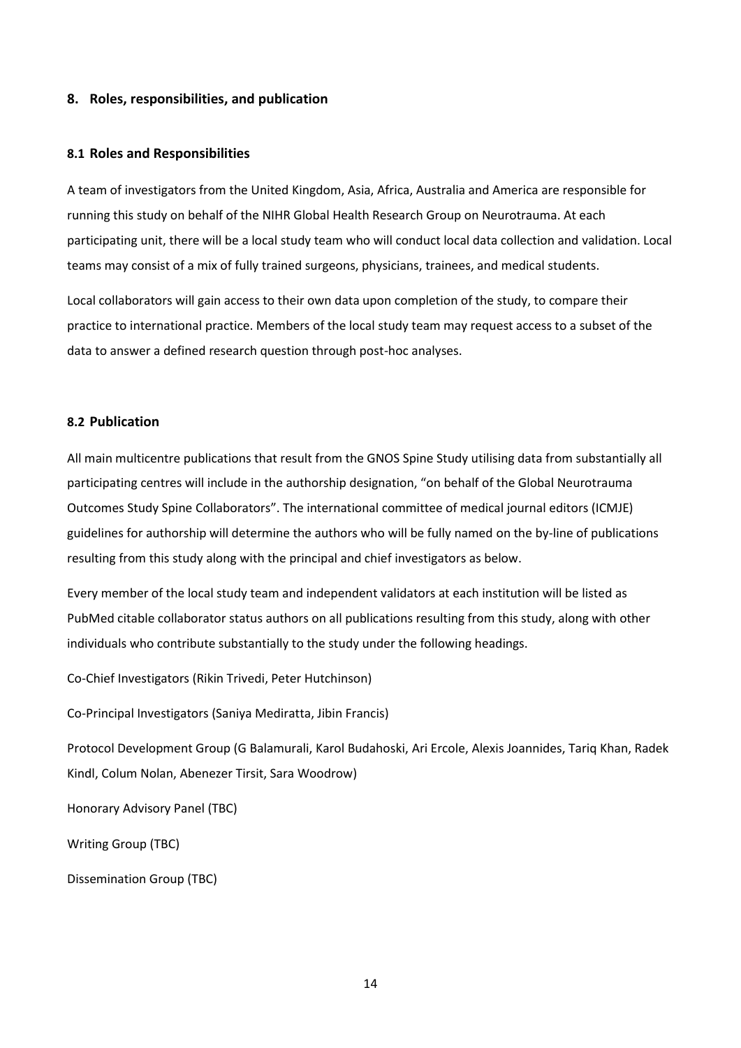## 8. Roles, responsibilities, and publication

### 8.1 Roles and Responsibilities

A team of investigators from the United Kingdom, Asia, Africa, Australia and America are responsible for running this study on behalf of the NIHR Global Health Research Group on Neurotrauma. At each participating unit, there will be a local study team who will conduct local data collection and validation. Local teams may consist of a mix of fully trained surgeons, physicians, trainees, and medical students.

Local collaborators will gain access to their own data upon completion of the study, to compare their practice to international practice. Members of the local study team may request access to a subset of the data to answer a defined research question through post-hoc analyses.

### 8.2 Publication

All main multicentre publications that result from the GNOS Spine Study utilising data from substantially all participating centres will include in the authorship designation, "on behalf of the Global Neurotrauma Outcomes Study Spine Collaborators". The international committee of medical journal editors (ICMJE) guidelines for authorship will determine the authors who will be fully named on the by-line of publications resulting from this study along with the principal and chief investigators as below.

Every member of the local study team and independent validators at each institution will be listed as PubMed citable collaborator status authors on all publications resulting from this study, along with other individuals who contribute substantially to the study under the following headings.

Co-Chief Investigators (Rikin Trivedi, Peter Hutchinson)

Co-Principal Investigators (Saniya Mediratta, Jibin Francis)

Protocol Development Group (G Balamurali, Karol Budahoski, Ari Ercole, Alexis Joannides, Tariq Khan, Radek Kindl, Colum Nolan, Abenezer Tirsit, Sara Woodrow)

Honorary Advisory Panel (TBC)

Writing Group (TBC)

Dissemination Group (TBC)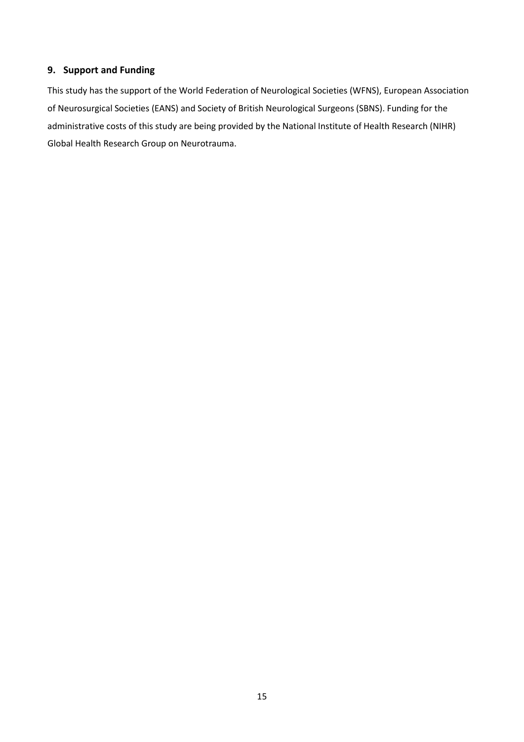## 9. Support and Funding

This study has the support of the World Federation of Neurological Societies (WFNS), European Association of Neurosurgical Societies (EANS) and Society of British Neurological Surgeons (SBNS). Funding for the administrative costs of this study are being provided by the National Institute of Health Research (NIHR) Global Health Research Group on Neurotrauma.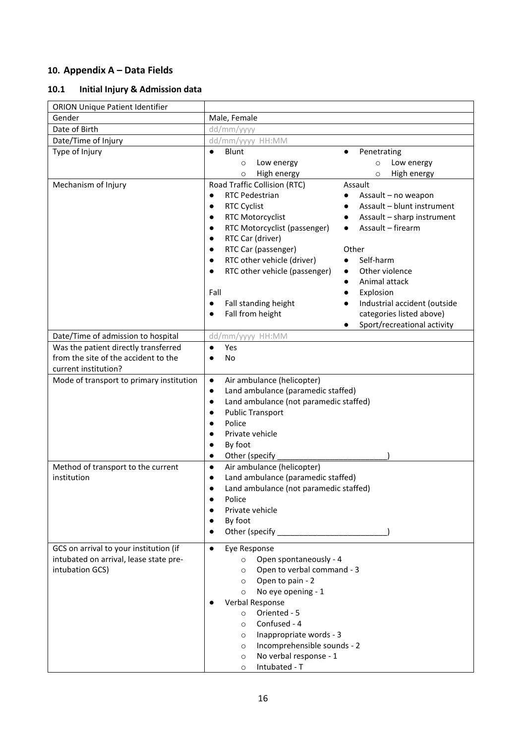## 10. Appendix A – Data Fields

### 10.1 Initial Injury & Admission data

| ORION Unique Patient Identifier | |
|---|---|
| Gender | Male, Female |
| Date of Birth | dd/mm/yyyy |
| Date/Time of Injury | dd/mm/yyyy HH:MM |
| Type of Injury | • Blunt<br>  ○ Low energy<br>  ○ High energy<br>• Penetrating<br>  ○ Low energy<br>  ○ High energy |
| Mechanism of Injury | Road Traffic Collision (RTC)<br>• RTC Pedestrian<br>• RTC Cyclist<br>• RTC Motorcyclist<br>• RTC Motorcyclist (passenger)<br>• RTC Car (driver)<br>• RTC Car (passenger)<br>• RTC other vehicle (driver)<br>• RTC other vehicle (passenger)<br><br>Fall<br>• Fall standing height<br>• Fall from height<br><br>Assault<br>• Assault – no weapon<br>• Assault – blunt instrument<br>• Assault – sharp instrument<br>• Assault – firearm<br><br>Other<br>• Self-harm<br>• Other violence<br>• Animal attack<br>• Explosion<br>• Industrial accident (outside categories listed above)<br>• Sport/recreational activity |
| Date/Time of admission to hospital | dd/mm/yyyy HH:MM |
| Was the patient directly transferred from the site of the accident to the current institution? | • Yes<br>• No |
| Mode of transport to primary institution | • Air ambulance (helicopter)<br>• Land ambulance (paramedic staffed)<br>• Land ambulance (not paramedic staffed)<br>• Public Transport<br>• Police<br>• Private vehicle<br>• By foot<br>• Other (specify ________________________) |
| Method of transport to the current institution | • Air ambulance (helicopter)<br>• Land ambulance (paramedic staffed)<br>• Land ambulance (not paramedic staffed)<br>• Police<br>• Private vehicle<br>• By foot<br>• Other (specify ________________________) |
| GCS on arrival to your institution (if intubated on arrival, lease state pre-intubation GCS) | • Eye Response<br>  ○ Open spontaneously - 4<br>  ○ Open to verbal command - 3<br>  ○ Open to pain - 2<br>  ○ No eye opening - 1<br>• Verbal Response<br>  ○ Oriented - 5<br>  ○ Confused - 4<br>  ○ Inappropriate words - 3<br>  ○ Incomprehensible sounds - 2<br>  ○ No verbal response - 1<br>  ○ Intubated - T |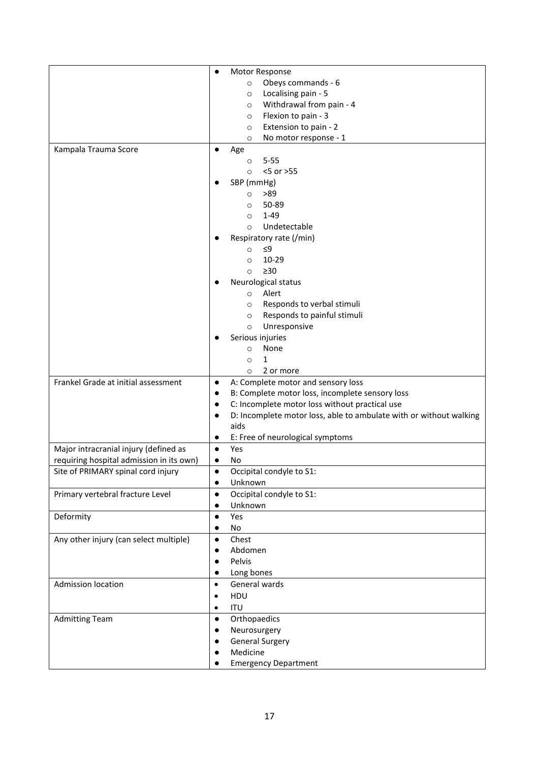| | |
|---|---|
| | • Motor Response<br>  ○ Obeys commands - 6<br>  ○ Localising pain - 5<br>  ○ Withdrawal from pain - 4<br>  ○ Flexion to pain - 3<br>  ○ Extension to pain - 2<br>  ○ No motor response - 1 |
| Kampala Trauma Score | • Age<br>  ○ 5-55<br>  ○ <5 or >55<br>• SBP (mmHg)<br>  ○ >89<br>  ○ 50-89<br>  ○ 1-49<br>  ○ Undetectable<br>• Respiratory rate (/min)<br>  ○ ≤9<br>  ○ 10-29<br>  ○ ≥30<br>• Neurological status<br>  ○ Alert<br>  ○ Responds to verbal stimuli<br>  ○ Responds to painful stimuli<br>  ○ Unresponsive<br>• Serious injuries<br>  ○ None<br>  ○ 1<br>  ○ 2 or more |
| Frankel Grade at initial assessment | • A: Complete motor and sensory loss<br>• B: Complete motor loss, incomplete sensory loss<br>• C: Incomplete motor loss without practical use<br>• D: Incomplete motor loss, able to ambulate with or without walking aids<br>• E: Free of neurological symptoms |
| Major intracranial injury (defined as requiring hospital admission in its own) | • Yes<br>• No |
| Site of PRIMARY spinal cord injury | • Occipital condyle to S1:<br>• Unknown |
| Primary vertebral fracture Level | • Occipital condyle to S1:<br>• Unknown |
| Deformity | • Yes<br>• No |
| Any other injury (can select multiple) | • Chest<br>• Abdomen<br>• Pelvis<br>• Long bones |
| Admission location | • General wards<br>• HDU<br>• ITU |
| Admitting Team | • Orthopaedics<br>• Neurosurgery<br>• General Surgery<br>• Medicine<br>• Emergency Department |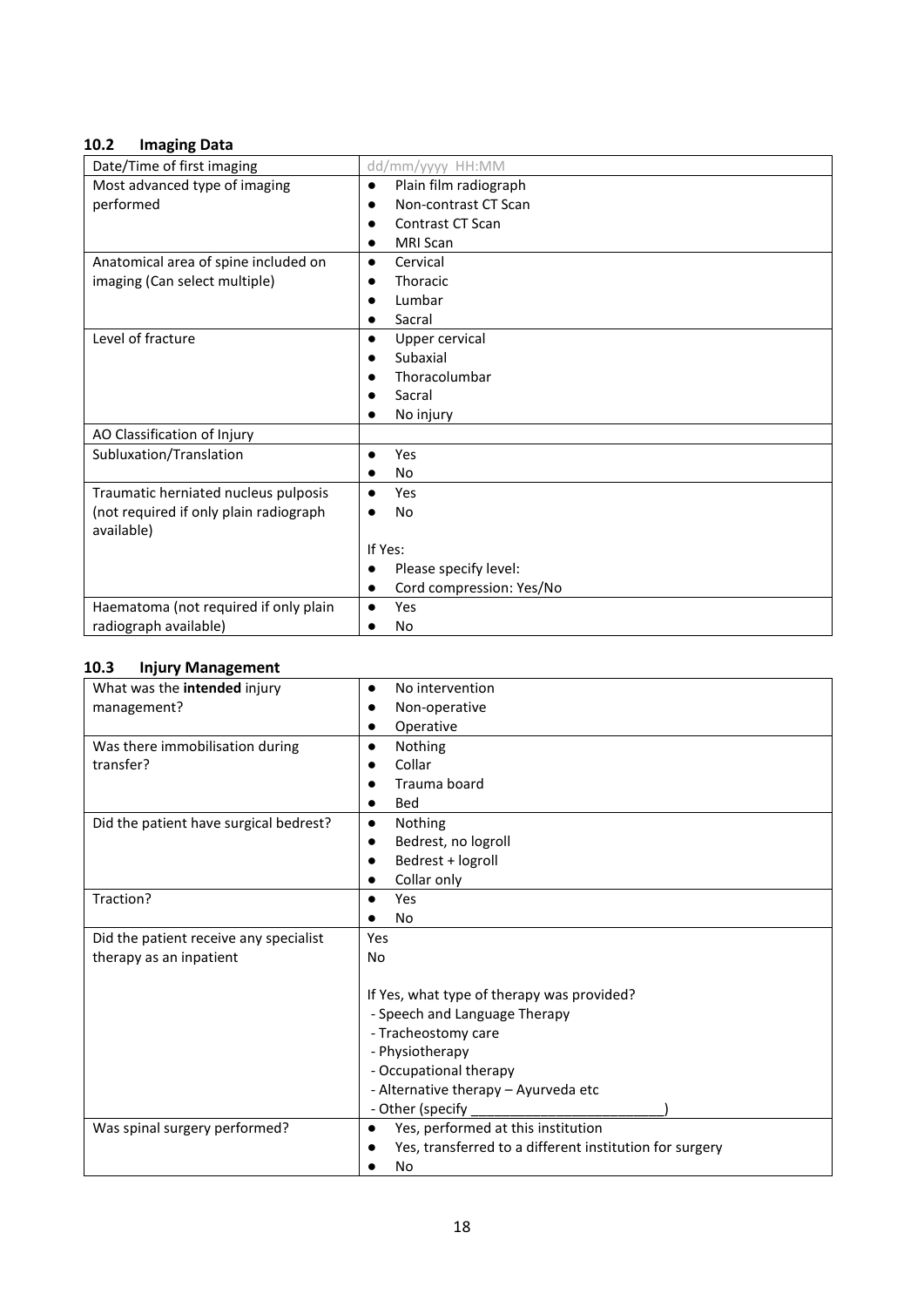### 10.2 Imaging Data

| | |
|---|---|
| Date/Time of first imaging | dd/mm/yyyy HH:MM |
| Most advanced type of imaging performed | • Plain film radiograph<br>• Non-contrast CT Scan<br>• Contrast CT Scan<br>• MRI Scan |
| Anatomical area of spine included on imaging (Can select multiple) | • Cervical<br>• Thoracic<br>• Lumbar<br>• Sacral |
| Level of fracture | • Upper cervical<br>• Subaxial<br>• Thoracolumbar<br>• Sacral<br>• No injury |
| AO Classification of Injury | |
| Subluxation/Translation | • Yes<br>• No |
| Traumatic herniated nucleus pulposis (not required if only plain radiograph available) | • Yes<br>• No<br><br>If Yes:<br>• Please specify level:<br>• Cord compression: Yes/No |
| Haematoma (not required if only plain radiograph available) | • Yes<br>• No |

### 10.3 Injury Management

| | |
|---|---|
| What was the **intended** injury management? | • No intervention<br>• Non-operative<br>• Operative |
| Was there immobilisation during transfer? | • Nothing<br>• Collar<br>• Trauma board<br>• Bed |
| Did the patient have surgical bedrest? | • Nothing<br>• Bedrest, no logroll<br>• Bedrest + logroll<br>• Collar only |
| Traction? | • Yes<br>• No |
| Did the patient receive any specialist therapy as an inpatient | Yes<br>No<br><br>If Yes, what type of therapy was provided?<br>- Speech and Language Therapy<br>- Tracheostomy care<br>- Physiotherapy<br>- Occupational therapy<br>- Alternative therapy – Ayurveda etc<br>- Other (specify ________________________) |
| Was spinal surgery performed? | • Yes, performed at this institution<br>• Yes, transferred to a different institution for surgery<br>• No |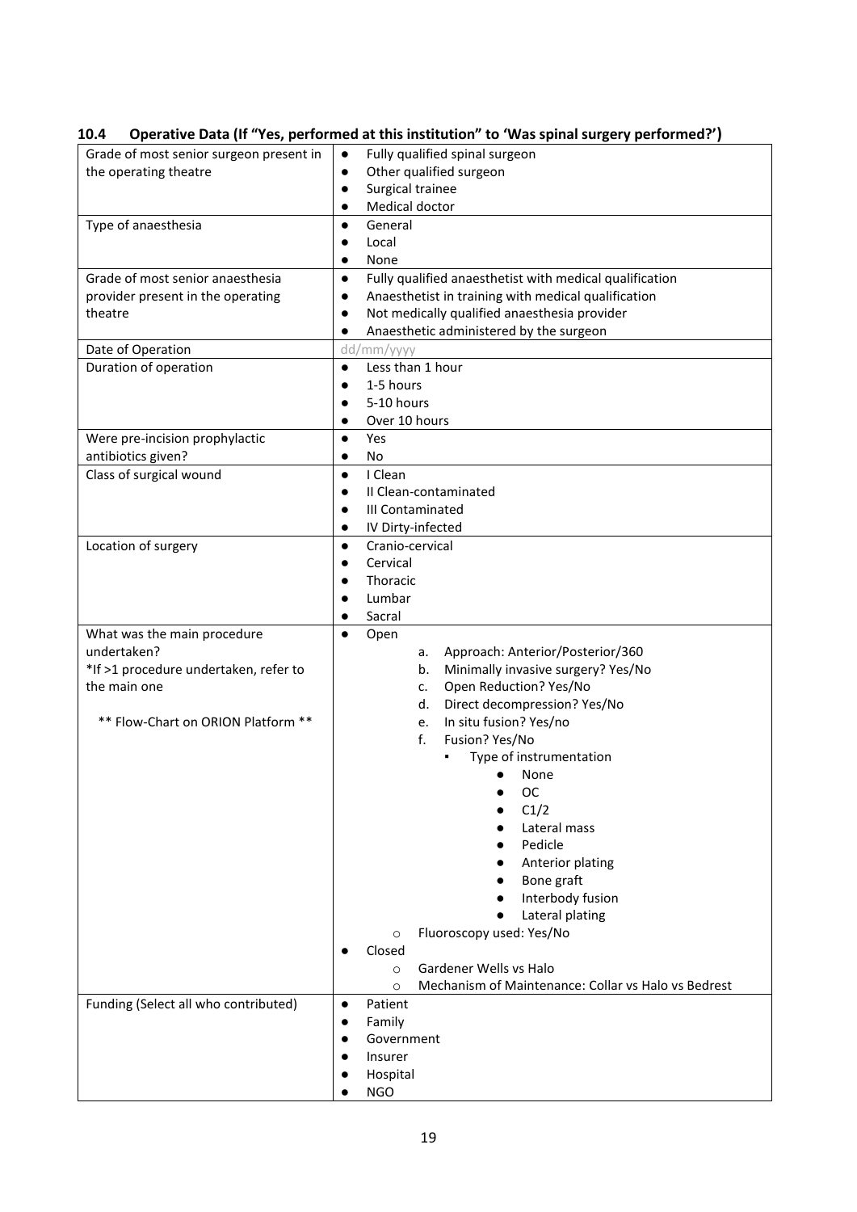### 10.4 Operative Data (If "Yes, performed at this institution" to 'Was spinal surgery performed?')

| | |
|---|---|
| Grade of most senior surgeon present in the operating theatre | ● Fully qualified spinal surgeon<br>● Other qualified surgeon<br>● Surgical trainee<br>● Medical doctor |
| Type of anaesthesia | ● General<br>● Local<br>● None |
| Grade of most senior anaesthesia provider present in the operating theatre | ● Fully qualified anaesthetist with medical qualification<br>● Anaesthetist in training with medical qualification<br>● Not medically qualified anaesthesia provider<br>● Anaesthetic administered by the surgeon |
| Date of Operation | dd/mm/yyyy |
| Duration of operation | ● Less than 1 hour<br>● 1-5 hours<br>● 5-10 hours<br>● Over 10 hours |
| Were pre-incision prophylactic antibiotics given? | ● Yes<br>● No |
| Class of surgical wound | ● I Clean<br>● II Clean-contaminated<br>● III Contaminated<br>● IV Dirty-infected |
| Location of surgery | ● Cranio-cervical<br>● Cervical<br>● Thoracic<br>● Lumbar<br>● Sacral |
| What was the main procedure undertaken?<br>*If >1 procedure undertaken, refer to the main one<br><br>** Flow-Chart on ORION Platform ** | ● Open<br>a. Approach: Anterior/Posterior/360<br>b. Minimally invasive surgery? Yes/No<br>c. Open Reduction? Yes/No<br>d. Direct decompression? Yes/No<br>e. In situ fusion? Yes/no<br>f. Fusion? Yes/No<br>▪ Type of instrumentation<br>● None<br>● OC<br>● C1/2<br>● Lateral mass<br>● Pedicle<br>● Anterior plating<br>● Bone graft<br>● Interbody fusion<br>● Lateral plating<br>○ Fluoroscopy used: Yes/No<br>● Closed<br>○ Gardener Wells vs Halo<br>○ Mechanism of Maintenance: Collar vs Halo vs Bedrest |
| Funding (Select all who contributed) | ● Patient<br>● Family<br>● Government<br>● Insurer<br>● Hospital<br>● NGO |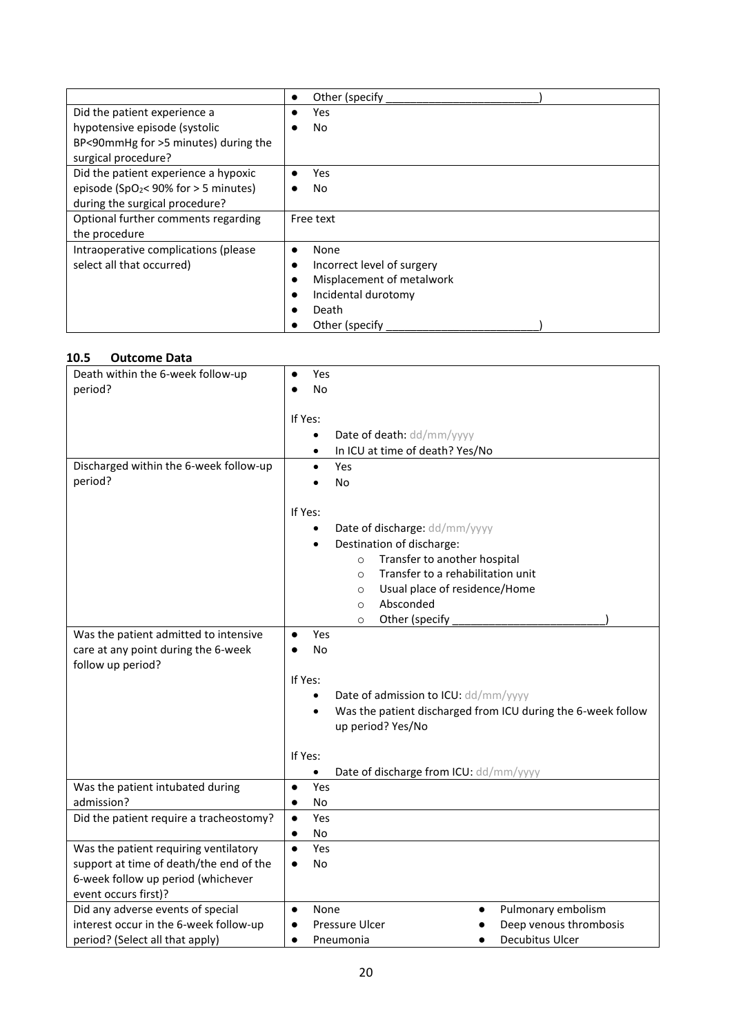| | |
|---|---|
| | ● Other (specify ________________________) |
| Did the patient experience a hypotensive episode (systolic BP<90mmHg for >5 minutes) during the surgical procedure? | ● Yes<br>● No |
| Did the patient experience a hypoxic episode ($SpO_2$< 90% for > 5 minutes) during the surgical procedure? | ● Yes<br>● No |
| Optional further comments regarding the procedure | Free text |
| Intraoperative complications (please select all that occurred) | ● None<br>● Incorrect level of surgery<br>● Misplacement of metalwork<br>● Incidental durotomy<br>● Death<br>● Other (specify ________________________) |

### 10.5 Outcome Data

| | |
|---|---|
| Death within the 6-week follow-up period? | ● Yes<br>● No<br><br>If Yes:<br>• Date of death: dd/mm/yyyy<br>• In ICU at time of death? Yes/No |
| Discharged within the 6-week follow-up period? | • Yes<br>• No<br><br>If Yes:<br>• Date of discharge: dd/mm/yyyy<br>• Destination of discharge:<br>  ○ Transfer to another hospital<br>  ○ Transfer to a rehabilitation unit<br>  ○ Usual place of residence/Home<br>  ○ Absconded<br>  ○ Other (specify ________________________) |
| Was the patient admitted to intensive care at any point during the 6-week follow up period? | ● Yes<br>● No<br><br>If Yes:<br>• Date of admission to ICU: dd/mm/yyyy<br>• Was the patient discharged from ICU during the 6-week follow up period? Yes/No<br><br>If Yes:<br>• Date of discharge from ICU: dd/mm/yyyy |
| Was the patient intubated during admission? | ● Yes<br>● No |
| Did the patient require a tracheostomy? | ● Yes<br>● No |
| Was the patient requiring ventilatory support at time of death/the end of the 6-week follow up period (whichever event occurs first)? | ● Yes<br>● No |
| Did any adverse events of special interest occur in the 6-week follow-up period? (Select all that apply) | ● None<br>● Pressure Ulcer<br>● Pneumonia<br>● Pulmonary embolism<br>● Deep venous thrombosis<br>● Decubitus Ulcer |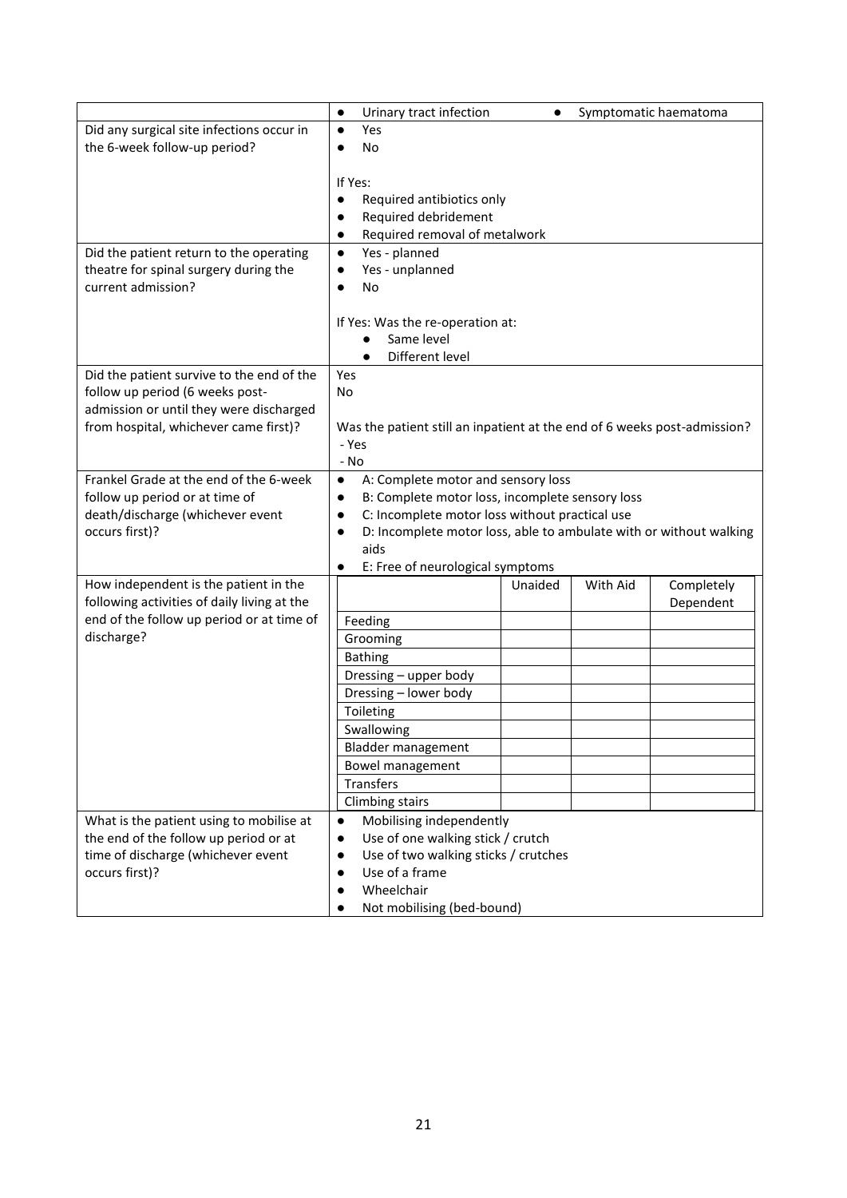| | |
|---|---|
| | • Urinary tract infection • Symptomatic haematoma |
| Did any surgical site infections occur in the 6-week follow-up period? | • Yes<br>• No<br><br>If Yes:<br>• Required antibiotics only<br>• Required debridement<br>• Required removal of metalwork |
| Did the patient return to the operating theatre for spinal surgery during the current admission? | • Yes - planned<br>• Yes - unplanned<br>• No<br><br>If Yes: Was the re-operation at:<br>• Same level<br>• Different level |
| Did the patient survive to the end of the follow up period (6 weeks post-admission or until they were discharged from hospital, whichever came first)? | Yes<br>No<br><br>Was the patient still an inpatient at the end of 6 weeks post-admission?<br>- Yes<br>- No |
| Frankel Grade at the end of the 6-week follow up period or at time of death/discharge (whichever event occurs first)? | • A: Complete motor and sensory loss<br>• B: Complete motor loss, incomplete sensory loss<br>• C: Incomplete motor loss without practical use<br>• D: Incomplete motor loss, able to ambulate with or without walking aids<br>• E: Free of neurological symptoms |
| How independent is the patient in the following activities of daily living at the end of the follow up period or at time of discharge? | (see table below) |
| What is the patient using to mobilise at the end of the follow up period or at time of discharge (whichever event occurs first)? | • Mobilising independently<br>• Use of one walking stick / crutch<br>• Use of two walking sticks / crutches<br>• Use of a frame<br>• Wheelchair<br>• Not mobilising (bed-bound) |

| | Unaided | With Aid | Completely Dependent |
|---|---|---|---|
| Feeding | | | |
| Grooming | | | |
| Bathing | | | |
| Dressing – upper body | | | |
| Dressing – lower body | | | |
| Toileting | | | |
| Swallowing | | | |
| Bladder management | | | |
| Bowel management | | | |
| Transfers | | | |
| Climbing stairs | | | |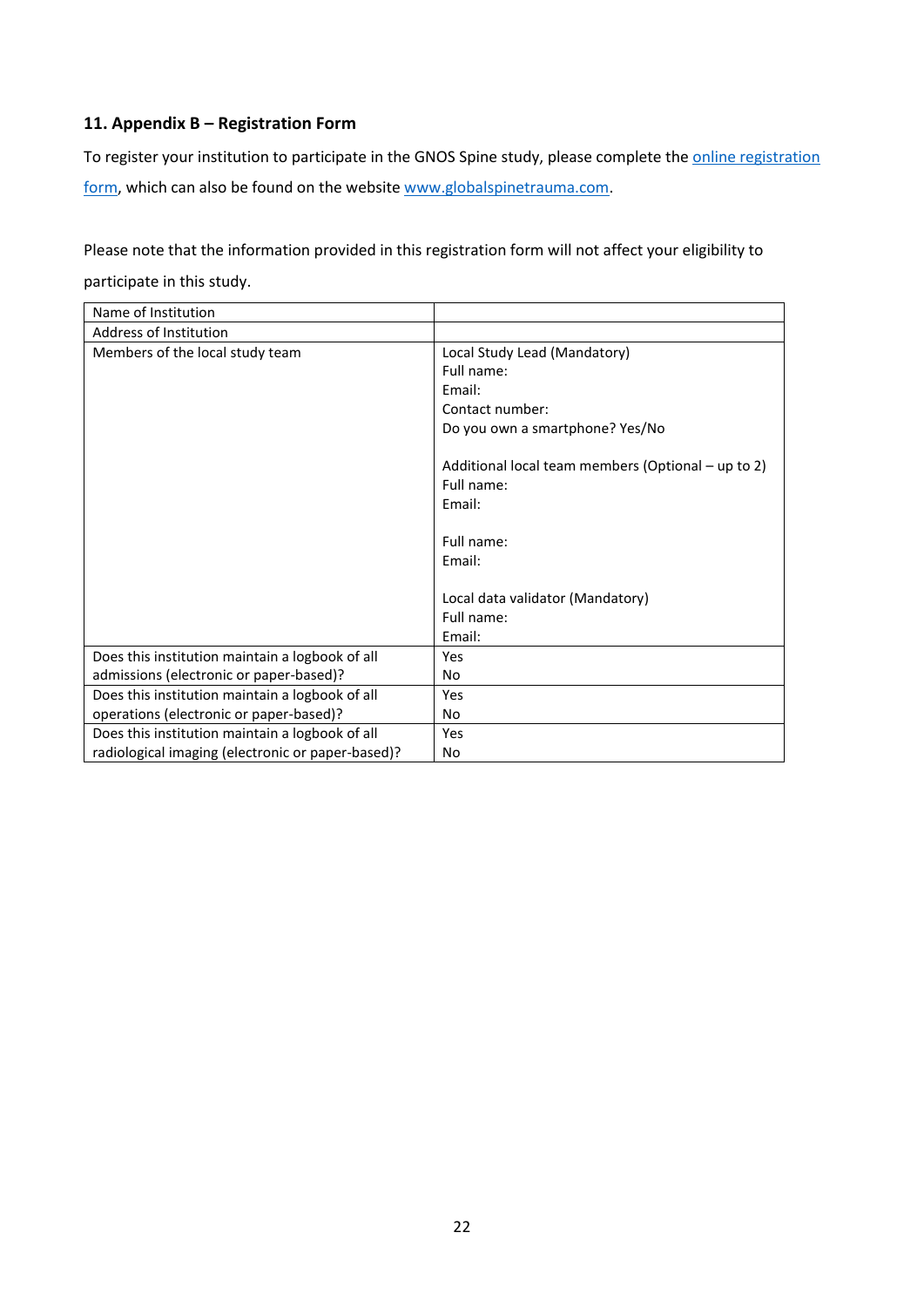## 11. Appendix B – Registration Form

To register your institution to participate in the GNOS Spine study, please complete the online registration form, which can also be found on the website www.globalspinetrauma.com.

Please note that the information provided in this registration form will not affect your eligibility to participate in this study.

| Name of Institution | |
|---|---|
| Address of Institution | |
| Members of the local study team | Local Study Lead (Mandatory)<br>Full name:<br>Email:<br>Contact number:<br>Do you own a smartphone? Yes/No<br><br>Additional local team members (Optional – up to 2)<br>Full name:<br>Email:<br><br>Full name:<br>Email:<br><br>Local data validator (Mandatory)<br>Full name:<br>Email: |
| Does this institution maintain a logbook of all admissions (electronic or paper-based)? | Yes<br>No |
| Does this institution maintain a logbook of all operations (electronic or paper-based)? | Yes<br>No |
| Does this institution maintain a logbook of all radiological imaging (electronic or paper-based)? | Yes<br>No |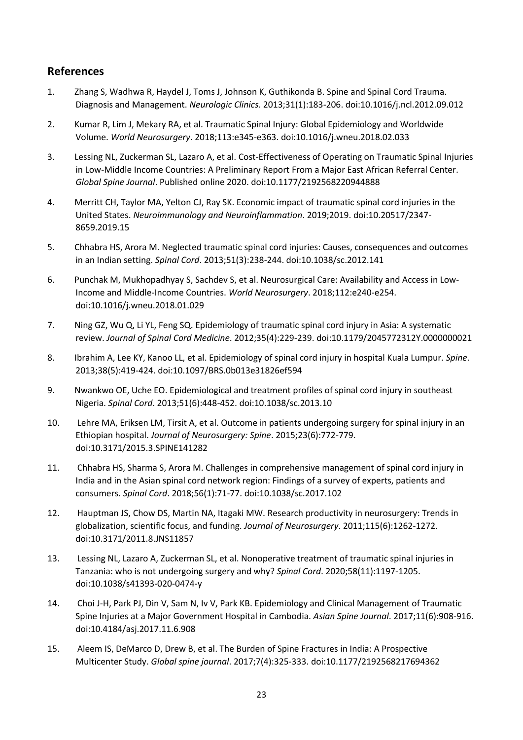## References

1. Zhang S, Wadhwa R, Haydel J, Toms J, Johnson K, Guthikonda B. Spine and Spinal Cord Trauma. Diagnosis and Management. *Neurologic Clinics*. 2013;31(1):183-206. doi:10.1016/j.ncl.2012.09.012
2. Kumar R, Lim J, Mekary RA, et al. Traumatic Spinal Injury: Global Epidemiology and Worldwide Volume. *World Neurosurgery*. 2018;113:e345-e363. doi:10.1016/j.wneu.2018.02.033
3. Lessing NL, Zuckerman SL, Lazaro A, et al. Cost-Effectiveness of Operating on Traumatic Spinal Injuries in Low-Middle Income Countries: A Preliminary Report From a Major East African Referral Center. *Global Spine Journal*. Published online 2020. doi:10.1177/2192568220944888
4. Merritt CH, Taylor MA, Yelton CJ, Ray SK. Economic impact of traumatic spinal cord injuries in the United States. *Neuroimmunology and Neuroinflammation*. 2019;2019. doi:10.20517/2347-8659.2019.15
5. Chhabra HS, Arora M. Neglected traumatic spinal cord injuries: Causes, consequences and outcomes in an Indian setting. *Spinal Cord*. 2013;51(3):238-244. doi:10.1038/sc.2012.141
6. Punchak M, Mukhopadhyay S, Sachdev S, et al. Neurosurgical Care: Availability and Access in Low-Income and Middle-Income Countries. *World Neurosurgery*. 2018;112:e240-e254. doi:10.1016/j.wneu.2018.01.029
7. Ning GZ, Wu Q, Li YL, Feng SQ. Epidemiology of traumatic spinal cord injury in Asia: A systematic review. *Journal of Spinal Cord Medicine*. 2012;35(4):229-239. doi:10.1179/2045772312Y.0000000021
8. Ibrahim A, Lee KY, Kanoo LL, et al. Epidemiology of spinal cord injury in hospital Kuala Lumpur. *Spine*. 2013;38(5):419-424. doi:10.1097/BRS.0b013e31826ef594
9. Nwankwo OE, Uche EO. Epidemiological and treatment profiles of spinal cord injury in southeast Nigeria. *Spinal Cord*. 2013;51(6):448-452. doi:10.1038/sc.2013.10
10. Lehre MA, Eriksen LM, Tirsit A, et al. Outcome in patients undergoing surgery for spinal injury in an Ethiopian hospital. *Journal of Neurosurgery: Spine*. 2015;23(6):772-779. doi:10.3171/2015.3.SPINE141282
11. Chhabra HS, Sharma S, Arora M. Challenges in comprehensive management of spinal cord injury in India and in the Asian spinal cord network region: Findings of a survey of experts, patients and consumers. *Spinal Cord*. 2018;56(1):71-77. doi:10.1038/sc.2017.102
12. Hauptman JS, Chow DS, Martin NA, Itagaki MW. Research productivity in neurosurgery: Trends in globalization, scientific focus, and funding. *Journal of Neurosurgery*. 2011;115(6):1262-1272. doi:10.3171/2011.8.JNS11857
13. Lessing NL, Lazaro A, Zuckerman SL, et al. Nonoperative treatment of traumatic spinal injuries in Tanzania: who is not undergoing surgery and why? *Spinal Cord*. 2020;58(11):1197-1205. doi:10.1038/s41393-020-0474-y
14. Choi J-H, Park PJ, Din V, Sam N, Iv V, Park KB. Epidemiology and Clinical Management of Traumatic Spine Injuries at a Major Government Hospital in Cambodia. *Asian Spine Journal*. 2017;11(6):908-916. doi:10.4184/asj.2017.11.6.908
15. Aleem IS, DeMarco D, Drew B, et al. The Burden of Spine Fractures in India: A Prospective Multicenter Study. *Global spine journal*. 2017;7(4):325-333. doi:10.1177/2192568217694362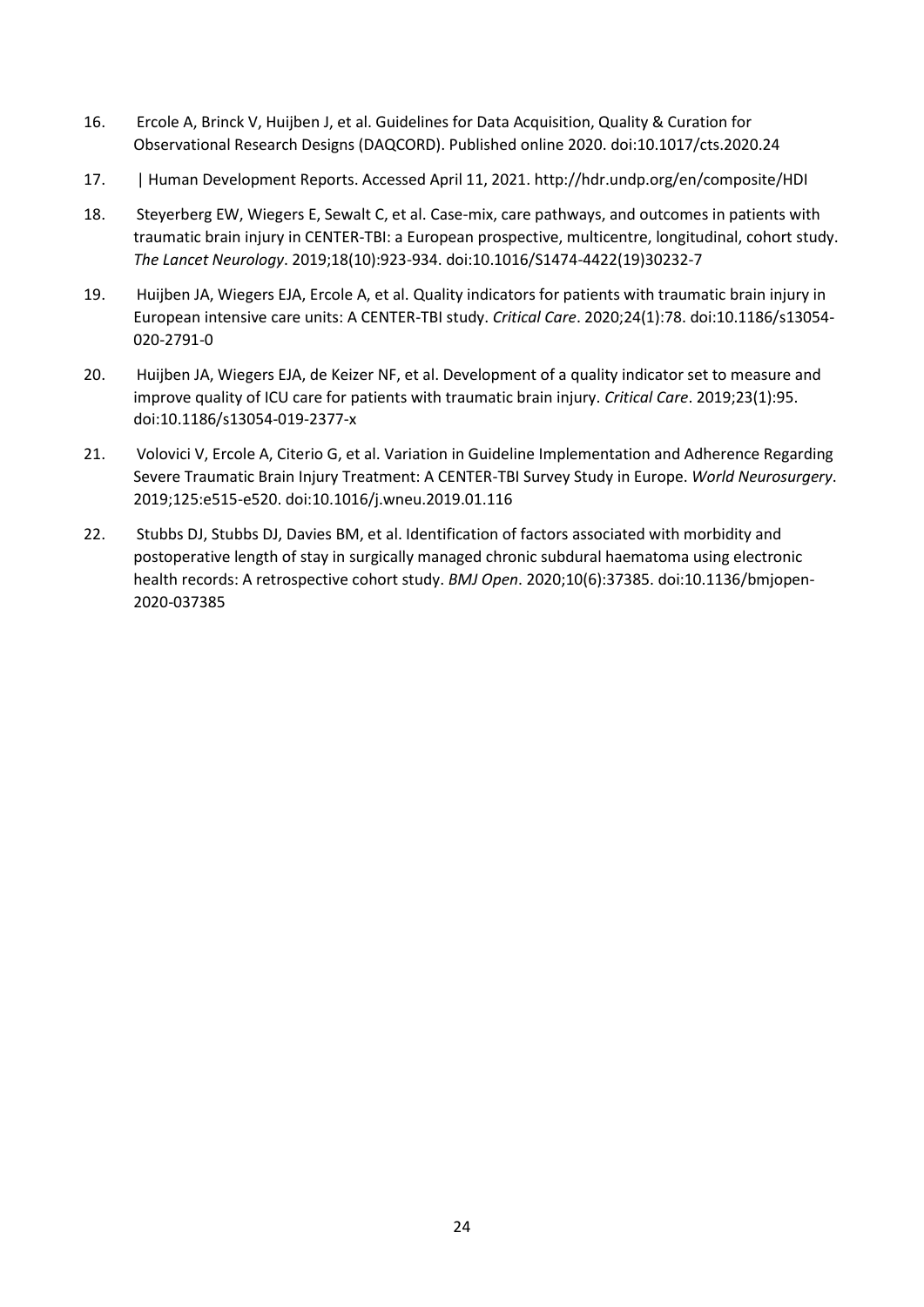16. Ercole A, Brinck V, Huijben J, et al. Guidelines for Data Acquisition, Quality & Curation for Observational Research Designs (DAQCORD). Published online 2020. doi:10.1017/cts.2020.24

17. | Human Development Reports. Accessed April 11, 2021. http://hdr.undp.org/en/composite/HDI

18. Steyerberg EW, Wiegers E, Sewalt C, et al. Case-mix, care pathways, and outcomes in patients with traumatic brain injury in CENTER-TBI: a European prospective, multicentre, longitudinal, cohort study. *The Lancet Neurology*. 2019;18(10):923-934. doi:10.1016/S1474-4422(19)30232-7

19. Huijben JA, Wiegers EJA, Ercole A, et al. Quality indicators for patients with traumatic brain injury in European intensive care units: A CENTER-TBI study. *Critical Care*. 2020;24(1):78. doi:10.1186/s13054-020-2791-0

20. Huijben JA, Wiegers EJA, de Keizer NF, et al. Development of a quality indicator set to measure and improve quality of ICU care for patients with traumatic brain injury. *Critical Care*. 2019;23(1):95. doi:10.1186/s13054-019-2377-x

21. Volovici V, Ercole A, Citerio G, et al. Variation in Guideline Implementation and Adherence Regarding Severe Traumatic Brain Injury Treatment: A CENTER-TBI Survey Study in Europe. *World Neurosurgery*. 2019;125:e515-e520. doi:10.1016/j.wneu.2019.01.116

22. Stubbs DJ, Stubbs DJ, Davies BM, et al. Identification of factors associated with morbidity and postoperative length of stay in surgically managed chronic subdural haematoma using electronic health records: A retrospective cohort study. *BMJ Open*. 2020;10(6):37385. doi:10.1136/bmjopen-2020-037385